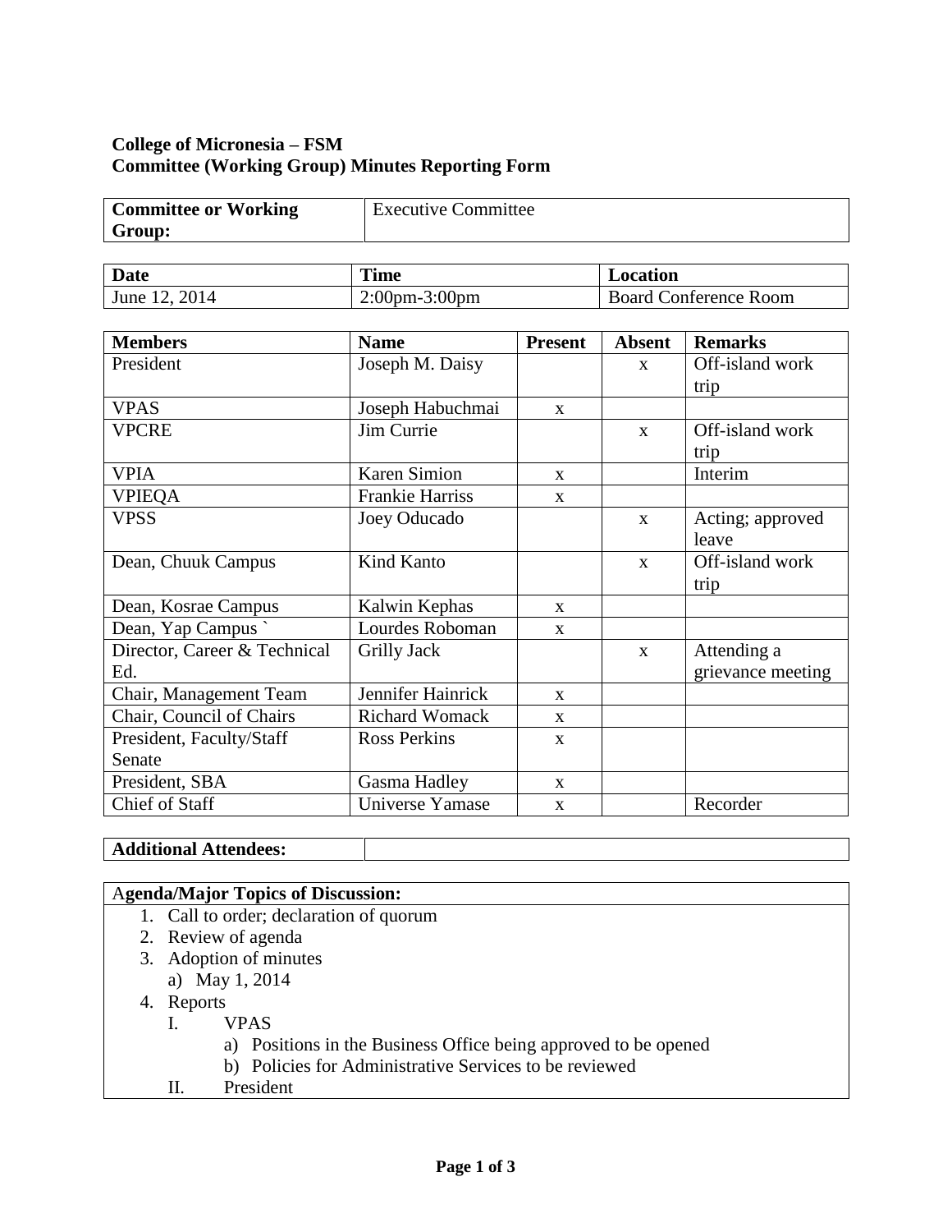**College of Micronesia – FSM**
**Committee (Working Group) Minutes Reporting Form**

| **Committee or Working Group:** | Executive Committee |
|---|---|

| **Date** | **Time** | **Location** |
|---|---|---|
| June 12, 2014 | 2:00pm-3:00pm | Board Conference Room |

| **Members** | **Name** | **Present** | **Absent** | **Remarks** |
|---|---|---|---|---|
| President | Joseph M. Daisy | | x | Off-island work trip |
| VPAS | Joseph Habuchmai | x | | |
| VPCRE | Jim Currie | | x | Off-island work trip |
| VPIA | Karen Simion | x | | Interim |
| VPIEQA | Frankie Harriss | x | | |
| VPSS | Joey Oducado | | x | Acting; approved leave |
| Dean, Chuuk Campus | Kind Kanto | | x | Off-island work trip |
| Dean, Kosrae Campus | Kalwin Kephas | x | | |
| Dean, Yap Campus ` | Lourdes Roboman | x | | |
| Director, Career & Technical Ed. | Grilly Jack | | x | Attending a grievance meeting |
| Chair, Management Team | Jennifer Hainrick | x | | |
| Chair, Council of Chairs | Richard Womack | x | | |
| President, Faculty/Staff Senate | Ross Perkins | x | | |
| President, SBA | Gasma Hadley | x | | |
| Chief of Staff | Universe Yamase | x | | Recorder |

| **Additional Attendees:** | |
|---|---|

**Agenda/Major Topics of Discussion:**

1. Call to order; declaration of quorum
2. Review of agenda
3. Adoption of minutes
   a) May 1, 2014
4. Reports
   I. VPAS
      a) Positions in the Business Office being approved to be opened
      b) Policies for Administrative Services to be reviewed
   II. President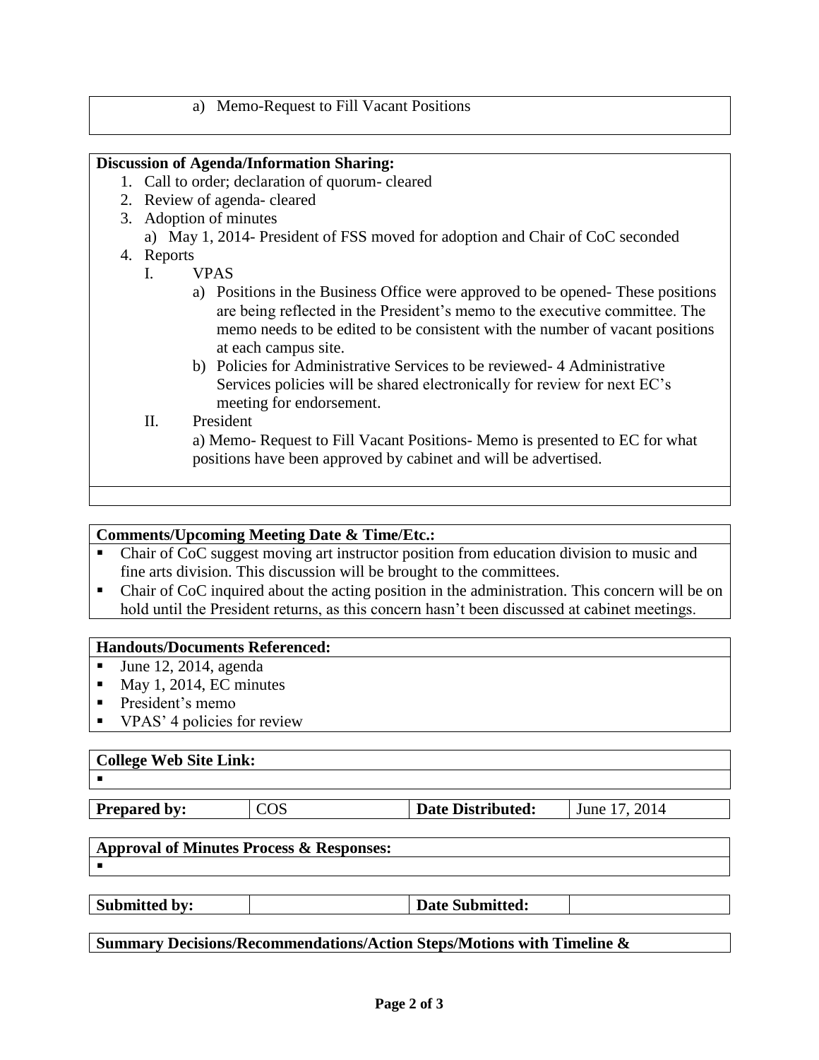a) Memo-Request to Fill Vacant Positions

**Discussion of Agenda/Information Sharing:**

1. Call to order; declaration of quorum- cleared
2. Review of agenda- cleared
3. Adoption of minutes
   a) May 1, 2014- President of FSS moved for adoption and Chair of CoC seconded
4. Reports
   I. VPAS
      a) Positions in the Business Office were approved to be opened- These positions are being reflected in the President's memo to the executive committee. The memo needs to be edited to be consistent with the number of vacant positions at each campus site.
      b) Policies for Administrative Services to be reviewed- 4 Administrative Services policies will be shared electronically for review for next EC's meeting for endorsement.
   II. President
      a) Memo- Request to Fill Vacant Positions- Memo is presented to EC for what positions have been approved by cabinet and will be advertised.

**Comments/Upcoming Meeting Date & Time/Etc.:**

- Chair of CoC suggest moving art instructor position from education division to music and fine arts division. This discussion will be brought to the committees.
- Chair of CoC inquired about the acting position in the administration. This concern will be on hold until the President returns, as this concern hasn't been discussed at cabinet meetings.

**Handouts/Documents Referenced:**

- June 12, 2014, agenda
- May 1, 2014, EC minutes
- President's memo
- VPAS' 4 policies for review

**College Web Site Link:**

- 

| **Prepared by:** | COS | **Date Distributed:** | June 17, 2014 |
|---|---|---|---|

**Approval of Minutes Process & Responses:**

- 

| **Submitted by:** | | **Date Submitted:** | |
|---|---|---|---|

**Summary Decisions/Recommendations/Action Steps/Motions with Timeline &**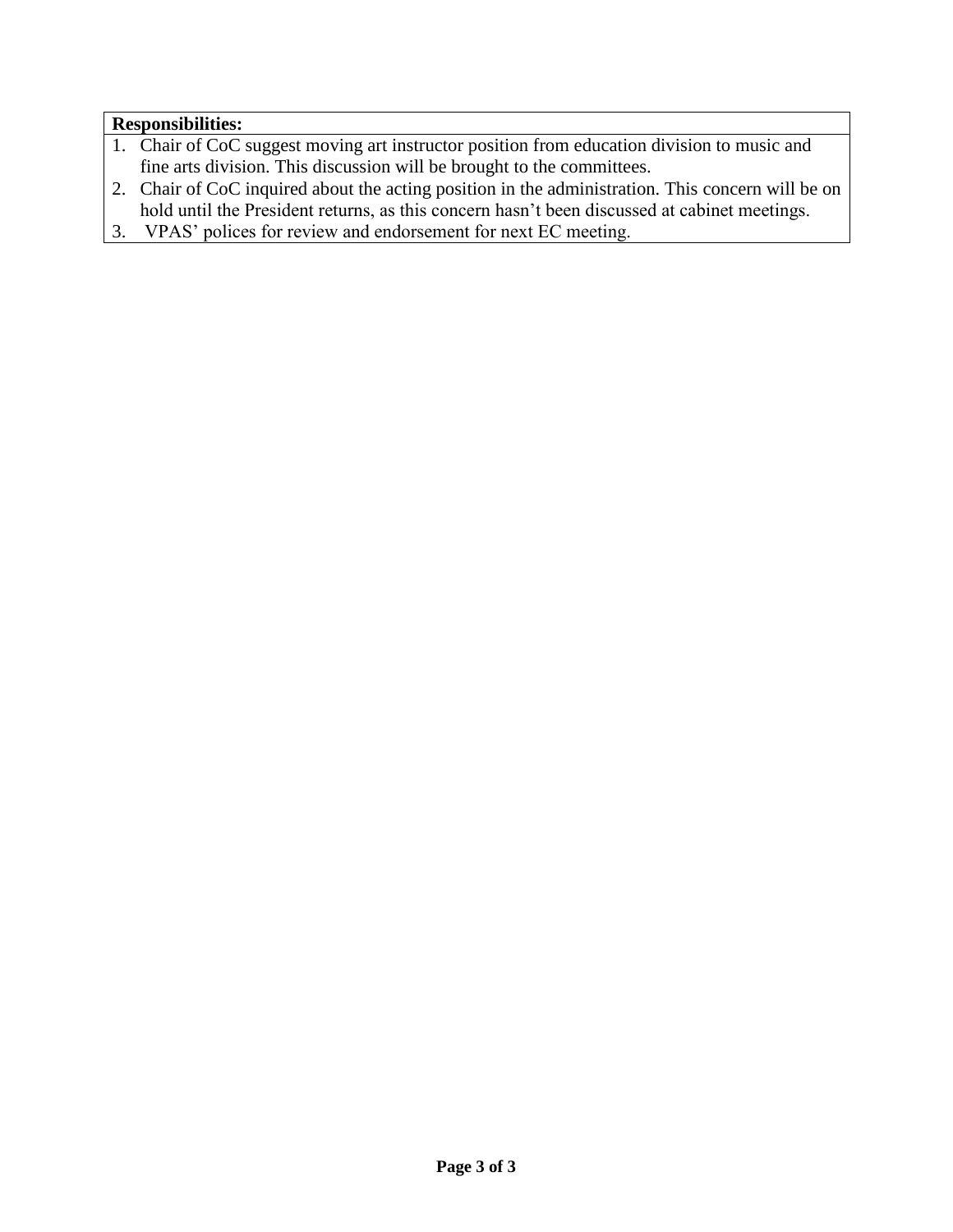**Responsibilities:**

1. Chair of CoC suggest moving art instructor position from education division to music and fine arts division. This discussion will be brought to the committees.
2. Chair of CoC inquired about the acting position in the administration. This concern will be on hold until the President returns, as this concern hasn't been discussed at cabinet meetings.
3. VPAS' polices for review and endorsement for next EC meeting.